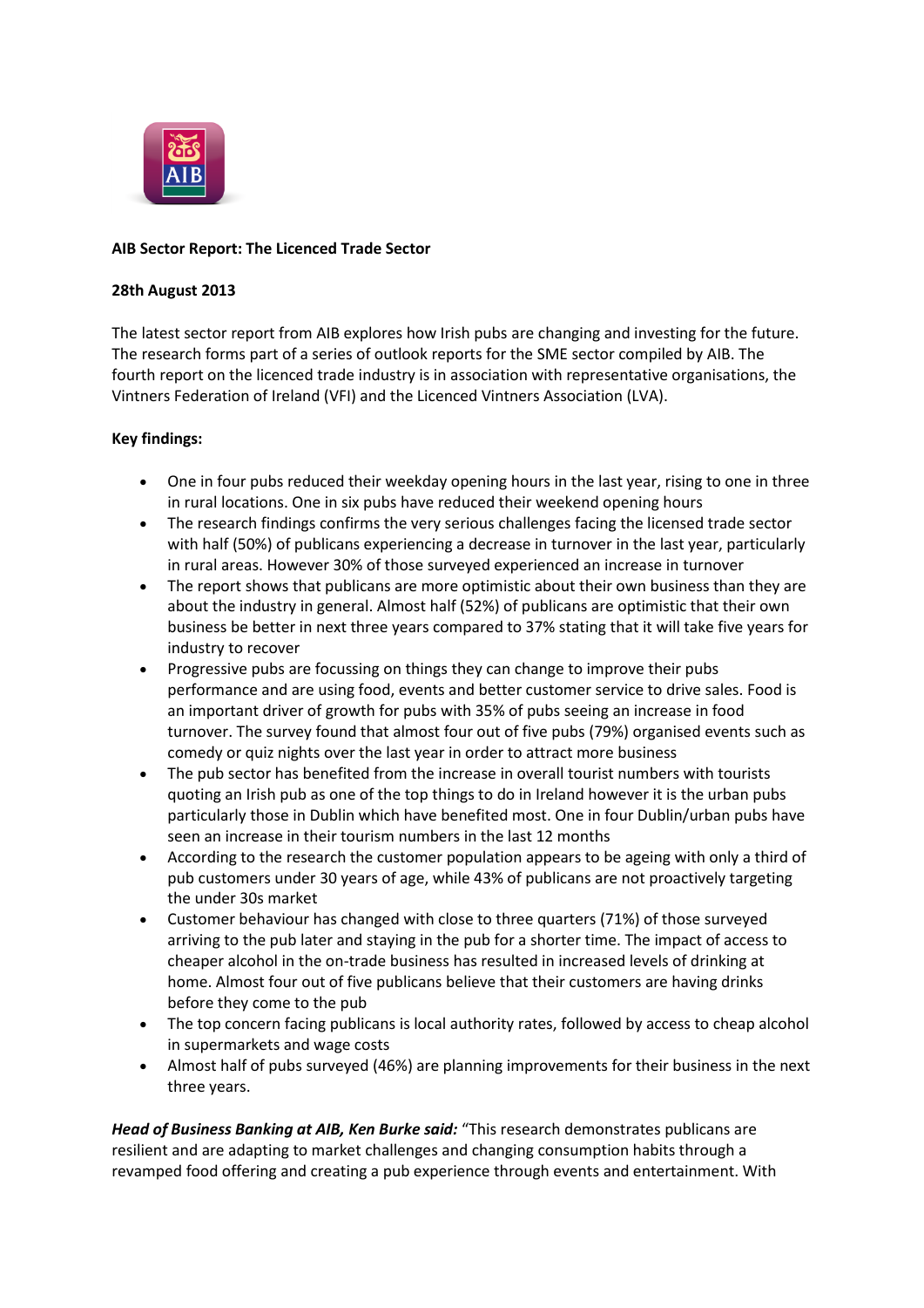**AIB Sector Report: The Licenced Trade Sector**

**28th August 2013**

The latest sector report from AIB explores how Irish pubs are changing and investing for the future. The research forms part of a series of outlook reports for the SME sector compiled by AIB. The fourth report on the licenced trade industry is in association with representative organisations, the Vintners Federation of Ireland (VFI) and the Licenced Vintners Association (LVA).

**Key findings:**

- One in four pubs reduced their weekday opening hours in the last year, rising to one in three in rural locations. One in six pubs have reduced their weekend opening hours
- The research findings confirms the very serious challenges facing the licensed trade sector with half (50%) of publicans experiencing a decrease in turnover in the last year, particularly in rural areas. However 30% of those surveyed experienced an increase in turnover
- The report shows that publicans are more optimistic about their own business than they are about the industry in general. Almost half (52%) of publicans are optimistic that their own business be better in next three years compared to 37% stating that it will take five years for industry to recover
- Progressive pubs are focussing on things they can change to improve their pubs performance and are using food, events and better customer service to drive sales. Food is an important driver of growth for pubs with 35% of pubs seeing an increase in food turnover. The survey found that almost four out of five pubs (79%) organised events such as comedy or quiz nights over the last year in order to attract more business
- The pub sector has benefited from the increase in overall tourist numbers with tourists quoting an Irish pub as one of the top things to do in Ireland however it is the urban pubs particularly those in Dublin which have benefited most. One in four Dublin/urban pubs have seen an increase in their tourism numbers in the last 12 months
- According to the research the customer population appears to be ageing with only a third of pub customers under 30 years of age, while 43% of publicans are not proactively targeting the under 30s market
- Customer behaviour has changed with close to three quarters (71%) of those surveyed arriving to the pub later and staying in the pub for a shorter time. The impact of access to cheaper alcohol in the on-trade business has resulted in increased levels of drinking at home. Almost four out of five publicans believe that their customers are having drinks before they come to the pub
- The top concern facing publicans is local authority rates, followed by access to cheap alcohol in supermarkets and wage costs
- Almost half of pubs surveyed (46%) are planning improvements for their business in the next three years.

***Head of Business Banking at AIB, Ken Burke said:*** "This research demonstrates publicans are resilient and are adapting to market challenges and changing consumption habits through a revamped food offering and creating a pub experience through events and entertainment. With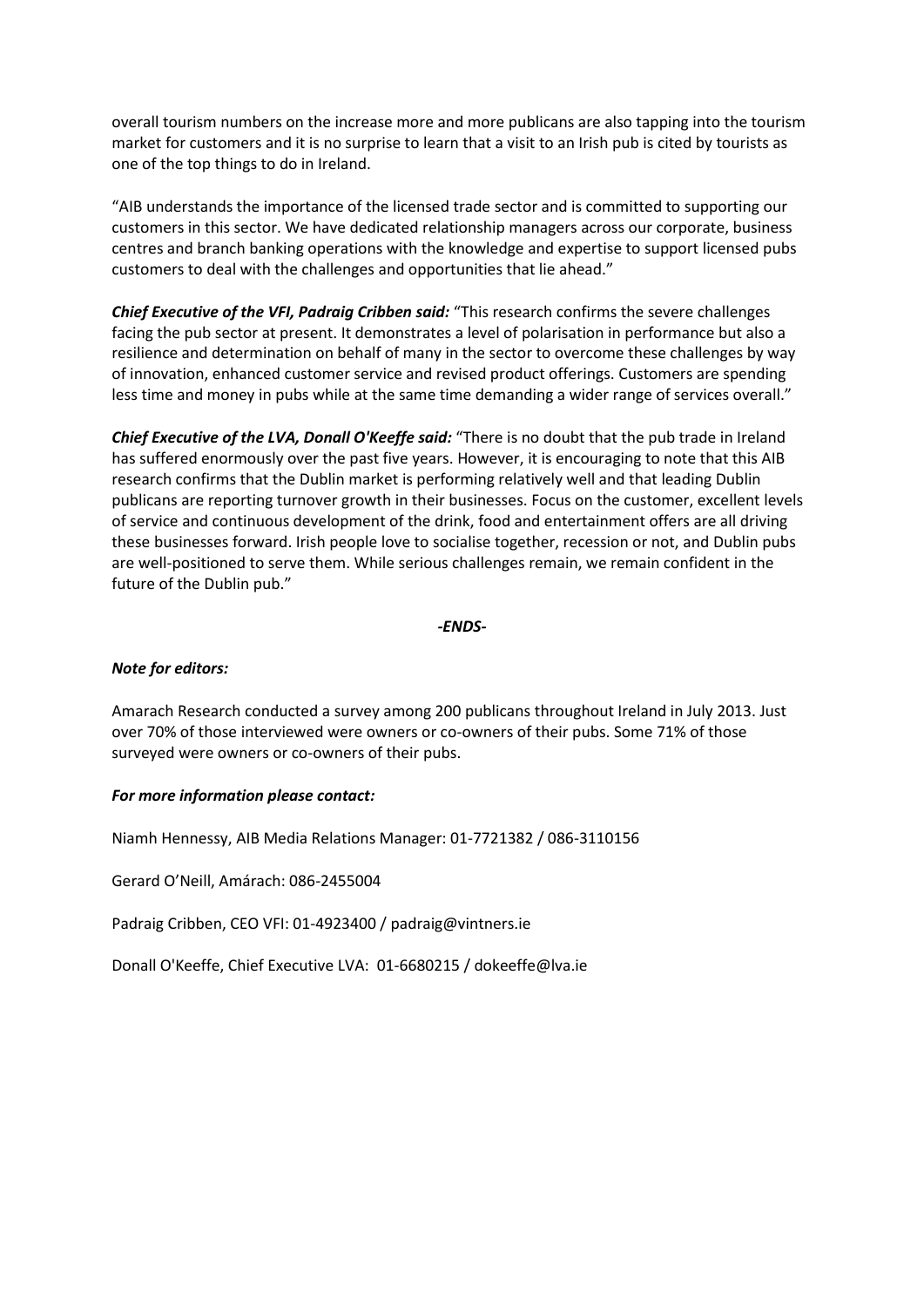overall tourism numbers on the increase more and more publicans are also tapping into the tourism market for customers and it is no surprise to learn that a visit to an Irish pub is cited by tourists as one of the top things to do in Ireland.

"AIB understands the importance of the licensed trade sector and is committed to supporting our customers in this sector. We have dedicated relationship managers across our corporate, business centres and branch banking operations with the knowledge and expertise to support licensed pubs customers to deal with the challenges and opportunities that lie ahead."

***Chief Executive of the VFI, Padraig Cribben said:*** "This research confirms the severe challenges facing the pub sector at present. It demonstrates a level of polarisation in performance but also a resilience and determination on behalf of many in the sector to overcome these challenges by way of innovation, enhanced customer service and revised product offerings. Customers are spending less time and money in pubs while at the same time demanding a wider range of services overall."

***Chief Executive of the LVA, Donall O'Keeffe said:*** "There is no doubt that the pub trade in Ireland has suffered enormously over the past five years. However, it is encouraging to note that this AIB research confirms that the Dublin market is performing relatively well and that leading Dublin publicans are reporting turnover growth in their businesses. Focus on the customer, excellent levels of service and continuous development of the drink, food and entertainment offers are all driving these businesses forward. Irish people love to socialise together, recession or not, and Dublin pubs are well-positioned to serve them. While serious challenges remain, we remain confident in the future of the Dublin pub."

***-ENDS-***

***Note for editors:***

Amarach Research conducted a survey among 200 publicans throughout Ireland in July 2013. Just over 70% of those interviewed were owners or co-owners of their pubs. Some 71% of those surveyed were owners or co-owners of their pubs.

***For more information please contact:***

Niamh Hennessy, AIB Media Relations Manager: 01-7721382 / 086-3110156

Gerard O'Neill, Amárach: 086-2455004

Padraig Cribben, CEO VFI: 01-4923400 / padraig@vintners.ie

Donall O'Keeffe, Chief Executive LVA: 01-6680215 / dokeeffe@lva.ie